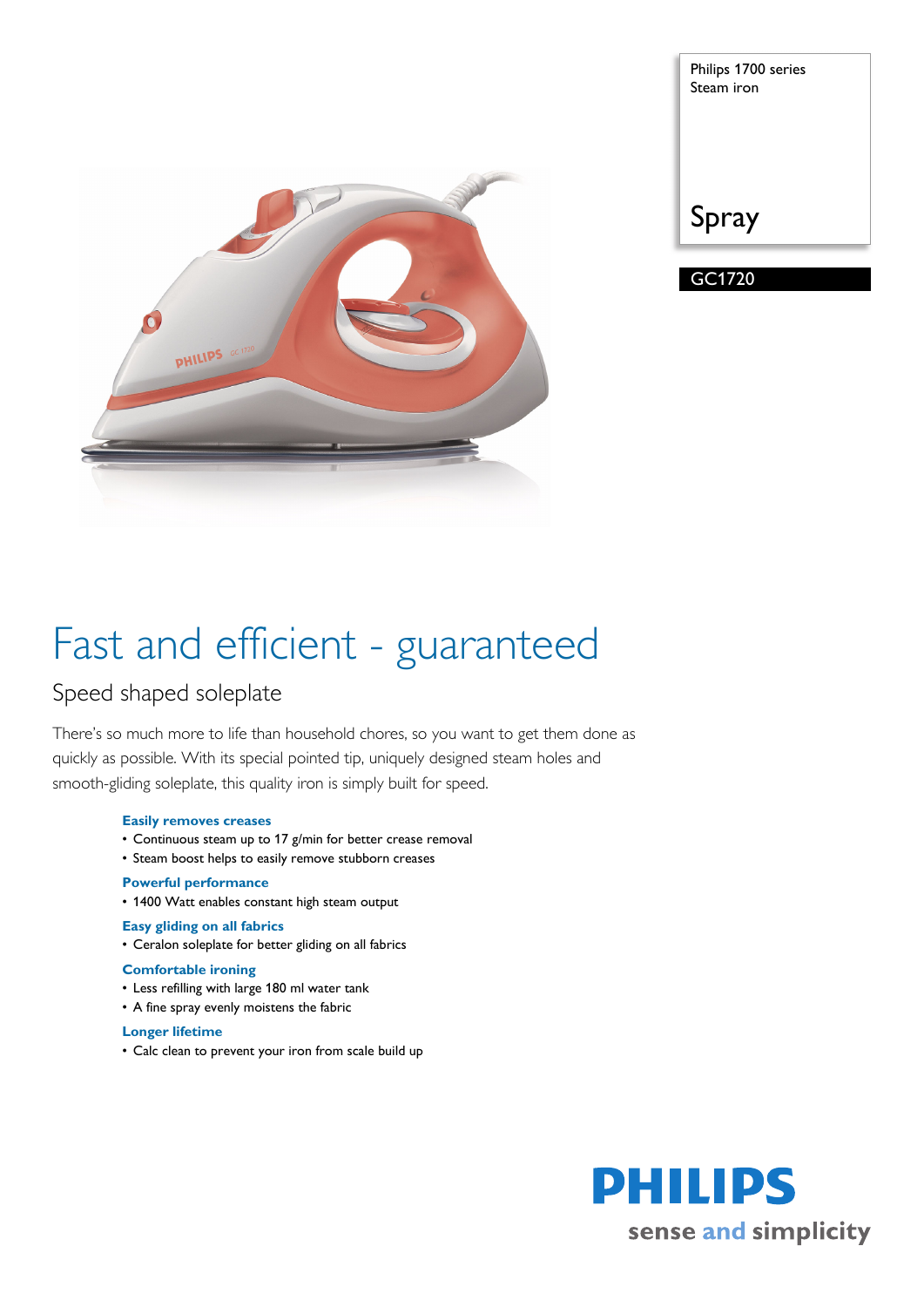Philips 1700 series
Steam iron

Spray

GC1720

# Fast and efficient - guaranteed

## Speed shaped soleplate

There's so much more to life than household chores, so you want to get them done as quickly as possible. With its special pointed tip, uniquely designed steam holes and smooth-gliding soleplate, this quality iron is simply built for speed.

**Easily removes creases**

- Continuous steam up to 17 g/min for better crease removal
- Steam boost helps to easily remove stubborn creases

**Powerful performance**

- 1400 Watt enables constant high steam output

**Easy gliding on all fabrics**

- Ceralon soleplate for better gliding on all fabrics

**Comfortable ironing**

- Less refilling with large 180 ml water tank
- A fine spray evenly moistens the fabric

**Longer lifetime**

- Calc clean to prevent your iron from scale build up

PHILIPS
sense and simplicity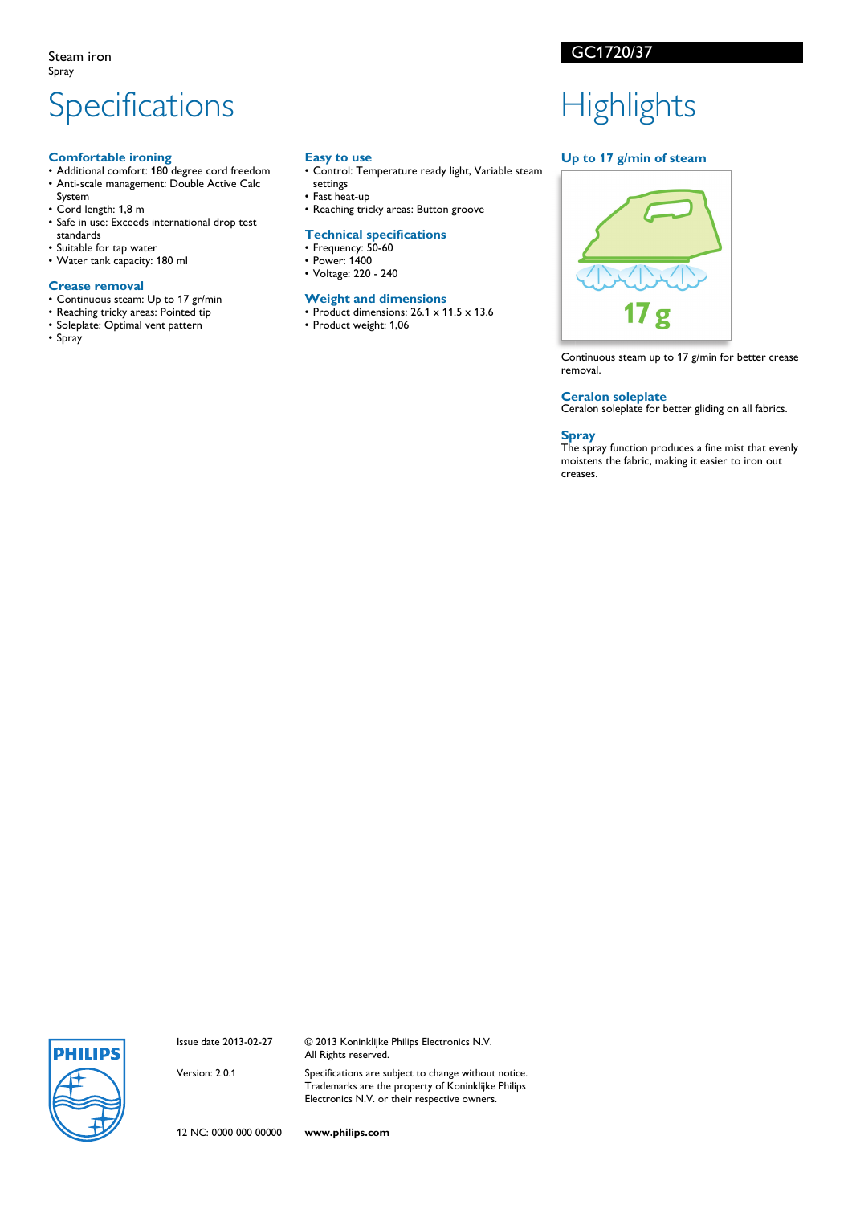Steam iron
Spray

GC1720/37

# Specifications

### Comfortable ironing
- Additional comfort: 180 degree cord freedom
- Anti-scale management: Double Active Calc System
- Cord length: 1,8 m
- Safe in use: Exceeds international drop test standards
- Suitable for tap water
- Water tank capacity: 180 ml

### Crease removal
- Continuous steam: Up to 17 gr/min
- Reaching tricky areas: Pointed tip
- Soleplate: Optimal vent pattern
- Spray

### Easy to use
- Control: Temperature ready light, Variable steam settings
- Fast heat-up
- Reaching tricky areas: Button groove

### Technical specifications
- Frequency: 50-60
- Power: 1400
- Voltage: 220 - 240

### Weight and dimensions
- Product dimensions: 26.1 x 11.5 x 13.6
- Product weight: 1,06

# Highlights

### Up to 17 g/min of steam

17 g

Continuous steam up to 17 g/min for better crease removal.

### Ceralon soleplate
Ceralon soleplate for better gliding on all fabrics.

### Spray
The spray function produces a fine mist that evenly moistens the fabric, making it easier to iron out creases.

PHILIPS

Issue date 2013-02-27

Version: 2.0.1

12 NC: 0000 000 00000

© 2013 Koninklijke Philips Electronics N.V.
All Rights reserved.

Specifications are subject to change without notice. Trademarks are the property of Koninklijke Philips Electronics N.V. or their respective owners.

**www.philips.com**